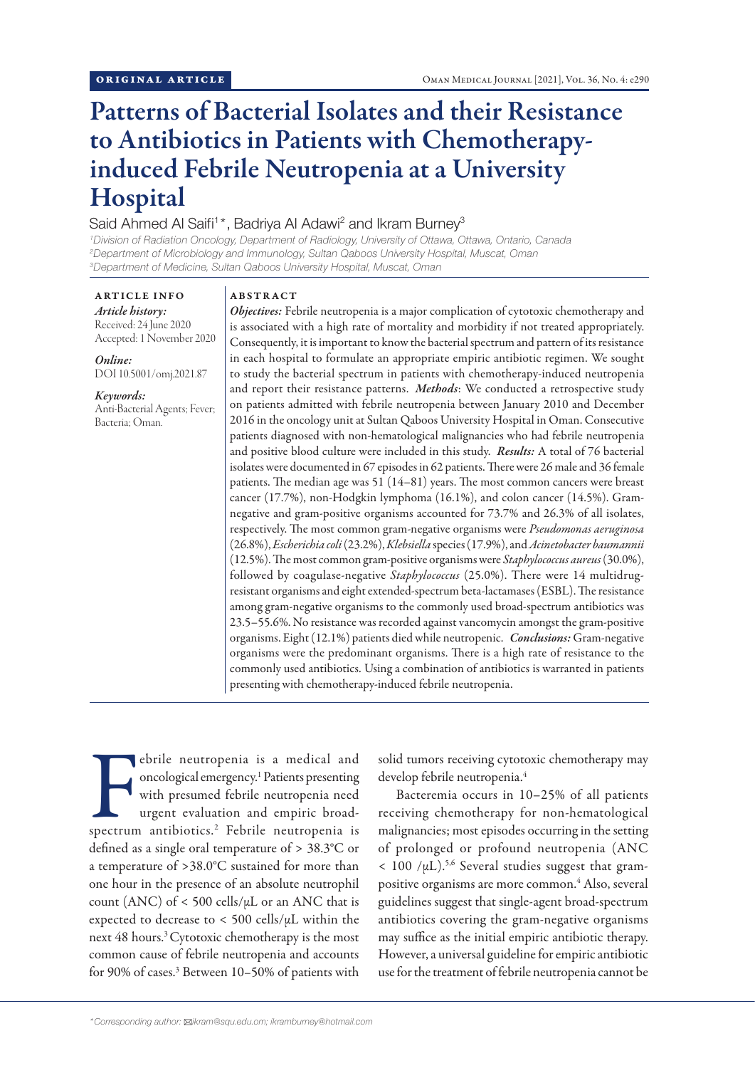ORIGINAL ARTICLE

# Patterns of Bacterial Isolates and their Resistance to Antibiotics in Patients with Chemotherapy-induced Febrile Neutropenia at a University Hospital

Said Ahmed Al Saifi[1]*, Badriya Al Adawi[2] and Ikram Burney[3]

[1]*Division of Radiation Oncology, Department of Radiology, University of Ottawa, Ottawa, Ontario, Canada*
[2]*Department of Microbiology and Immunology, Sultan Qaboos University Hospital, Muscat, Oman*
[3]*Department of Medicine, Sultan Qaboos University Hospital, Muscat, Oman*

**ARTICLE INFO**

*Article history:*
Received: 24 June 2020
Accepted: 1 November 2020

*Online:*
DOI 10.5001/omj.2021.87

*Keywords:*
Anti-Bacterial Agents; Fever; Bacteria; Oman.

**ABSTRACT**

***Objectives:*** Febrile neutropenia is a major complication of cytotoxic chemotherapy and is associated with a high rate of mortality and morbidity if not treated appropriately. Consequently, it is important to know the bacterial spectrum and pattern of its resistance in each hospital to formulate an appropriate empiric antibiotic regimen. We sought to study the bacterial spectrum in patients with chemotherapy-induced neutropenia and report their resistance patterns. ***Methods***: We conducted a retrospective study on patients admitted with febrile neutropenia between January 2010 and December 2016 in the oncology unit at Sultan Qaboos University Hospital in Oman. Consecutive patients diagnosed with non-hematological malignancies who had febrile neutropenia and positive blood culture were included in this study. ***Results:*** A total of 76 bacterial isolates were documented in 67 episodes in 62 patients. There were 26 male and 36 female patients. The median age was 51 (14–81) years. The most common cancers were breast cancer (17.7%), non-Hodgkin lymphoma (16.1%), and colon cancer (14.5%). Gram-negative and gram-positive organisms accounted for 73.7% and 26.3% of all isolates, respectively. The most common gram-negative organisms were *Pseudomonas aeruginosa* (26.8%), *Escherichia coli* (23.2%), *Klebsiella* species (17.9%), and *Acinetobacter baumannii* (12.5%). The most common gram-positive organisms were *Staphylococcus aureus* (30.0%), followed by coagulase-negative *Staphylococcus* (25.0%). There were 14 multidrug-resistant organisms and eight extended-spectrum beta-lactamases (ESBL). The resistance among gram-negative organisms to the commonly used broad-spectrum antibiotics was 23.5–55.6%. No resistance was recorded against vancomycin amongst the gram-positive organisms. Eight (12.1%) patients died while neutropenic. ***Conclusions:*** Gram-negative organisms were the predominant organisms. There is a high rate of resistance to the commonly used antibiotics. Using a combination of antibiotics is warranted in patients presenting with chemotherapy-induced febrile neutropenia.

Febrile neutropenia is a medical and oncological emergency.[1] Patients presenting with presumed febrile neutropenia need urgent evaluation and empiric broad-spectrum antibiotics.[2] Febrile neutropenia is defined as a single oral temperature of > 38.3°C or a temperature of >38.0°C sustained for more than one hour in the presence of an absolute neutrophil count (ANC) of < 500 cells/μL or an ANC that is expected to decrease to < 500 cells/μL within the next 48 hours.[3] Cytotoxic chemotherapy is the most common cause of febrile neutropenia and accounts for 90% of cases.[3] Between 10–50% of patients with solid tumors receiving cytotoxic chemotherapy may develop febrile neutropenia.[4]

Bacteremia occurs in 10–25% of all patients receiving chemotherapy for non-hematological malignancies; most episodes occurring in the setting of prolonged or profound neutropenia (ANC < 100 /μL).[5,6] Several studies suggest that gram-positive organisms are more common.[4] Also, several guidelines suggest that single-agent broad-spectrum antibiotics covering the gram-negative organisms may suffice as the initial empiric antibiotic therapy. However, a universal guideline for empiric antibiotic use for the treatment of febrile neutropenia cannot be

*\*Corresponding author: ikram@squ.edu.om; ikramburney@hotmail.com*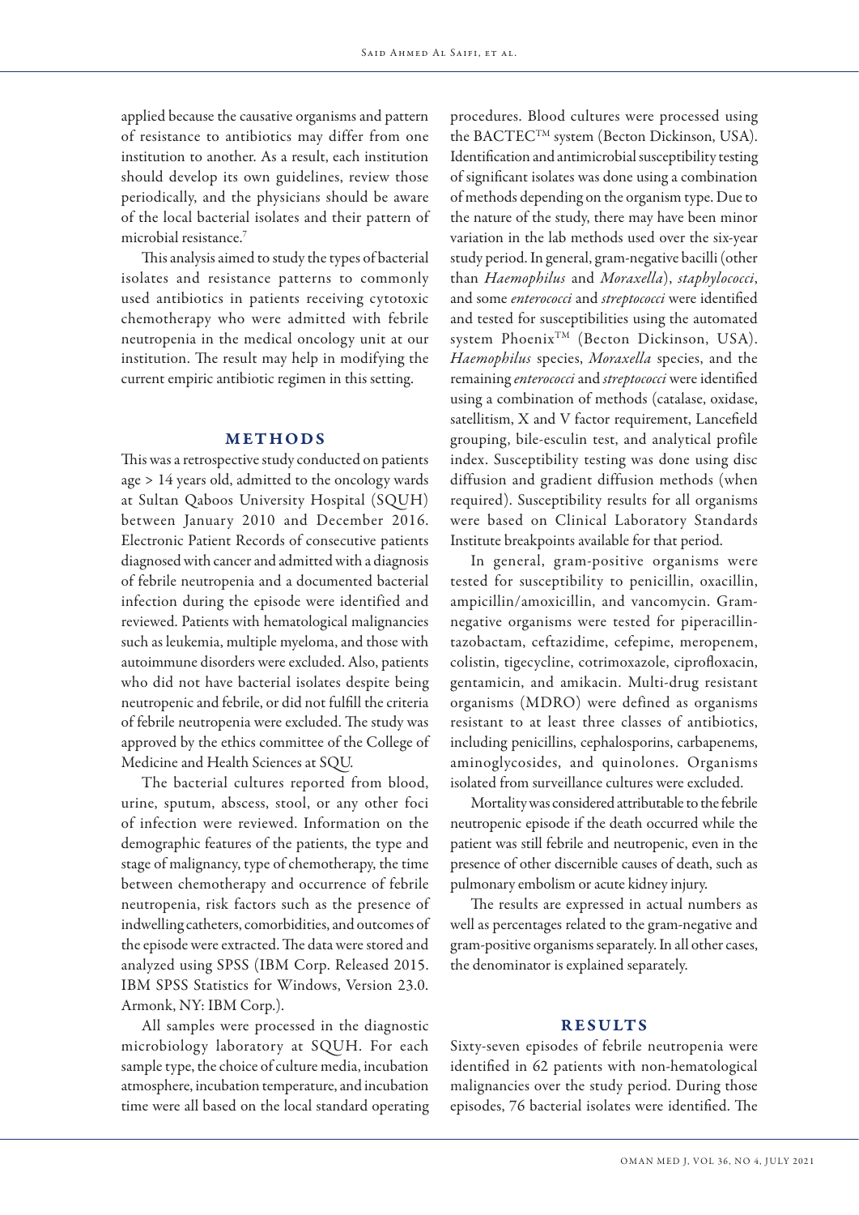applied because the causative organisms and pattern of resistance to antibiotics may differ from one institution to another. As a result, each institution should develop its own guidelines, review those periodically, and the physicians should be aware of the local bacterial isolates and their pattern of microbial resistance.[7]

This analysis aimed to study the types of bacterial isolates and resistance patterns to commonly used antibiotics in patients receiving cytotoxic chemotherapy who were admitted with febrile neutropenia in the medical oncology unit at our institution. The result may help in modifying the current empiric antibiotic regimen in this setting.

## METHODS

This was a retrospective study conducted on patients age > 14 years old, admitted to the oncology wards at Sultan Qaboos University Hospital (SQUH) between January 2010 and December 2016. Electronic Patient Records of consecutive patients diagnosed with cancer and admitted with a diagnosis of febrile neutropenia and a documented bacterial infection during the episode were identified and reviewed. Patients with hematological malignancies such as leukemia, multiple myeloma, and those with autoimmune disorders were excluded. Also, patients who did not have bacterial isolates despite being neutropenic and febrile, or did not fulfill the criteria of febrile neutropenia were excluded. The study was approved by the ethics committee of the College of Medicine and Health Sciences at SQU.

The bacterial cultures reported from blood, urine, sputum, abscess, stool, or any other foci of infection were reviewed. Information on the demographic features of the patients, the type and stage of malignancy, type of chemotherapy, the time between chemotherapy and occurrence of febrile neutropenia, risk factors such as the presence of indwelling catheters, comorbidities, and outcomes of the episode were extracted. The data were stored and analyzed using SPSS (IBM Corp. Released 2015. IBM SPSS Statistics for Windows, Version 23.0. Armonk, NY: IBM Corp.).

All samples were processed in the diagnostic microbiology laboratory at SQUH. For each sample type, the choice of culture media, incubation atmosphere, incubation temperature, and incubation time were all based on the local standard operating procedures. Blood cultures were processed using the BACTEC™ system (Becton Dickinson, USA). Identification and antimicrobial susceptibility testing of significant isolates was done using a combination of methods depending on the organism type. Due to the nature of the study, there may have been minor variation in the lab methods used over the six-year study period. In general, gram-negative bacilli (other than *Haemophilus* and *Moraxella*), *staphylococci*, and some *enterococci* and *streptococci* were identified and tested for susceptibilities using the automated system Phoenix™ (Becton Dickinson, USA). *Haemophilus* species, *Moraxella* species, and the remaining *enterococci* and *streptococci* were identified using a combination of methods (catalase, oxidase, satellitism, X and V factor requirement, Lancefield grouping, bile-esculin test, and analytical profile index. Susceptibility testing was done using disc diffusion and gradient diffusion methods (when required). Susceptibility results for all organisms were based on Clinical Laboratory Standards Institute breakpoints available for that period.

In general, gram-positive organisms were tested for susceptibility to penicillin, oxacillin, ampicillin/amoxicillin, and vancomycin. Gram-negative organisms were tested for piperacillin-tazobactam, ceftazidime, cefepime, meropenem, colistin, tigecycline, cotrimoxazole, ciprofloxacin, gentamicin, and amikacin. Multi-drug resistant organisms (MDRO) were defined as organisms resistant to at least three classes of antibiotics, including penicillins, cephalosporins, carbapenems, aminoglycosides, and quinolones. Organisms isolated from surveillance cultures were excluded.

Mortality was considered attributable to the febrile neutropenic episode if the death occurred while the patient was still febrile and neutropenic, even in the presence of other discernible causes of death, such as pulmonary embolism or acute kidney injury.

The results are expressed in actual numbers as well as percentages related to the gram-negative and gram-positive organisms separately. In all other cases, the denominator is explained separately.

## RESULTS

Sixty-seven episodes of febrile neutropenia were identified in 62 patients with non-hematological malignancies over the study period. During those episodes, 76 bacterial isolates were identified. The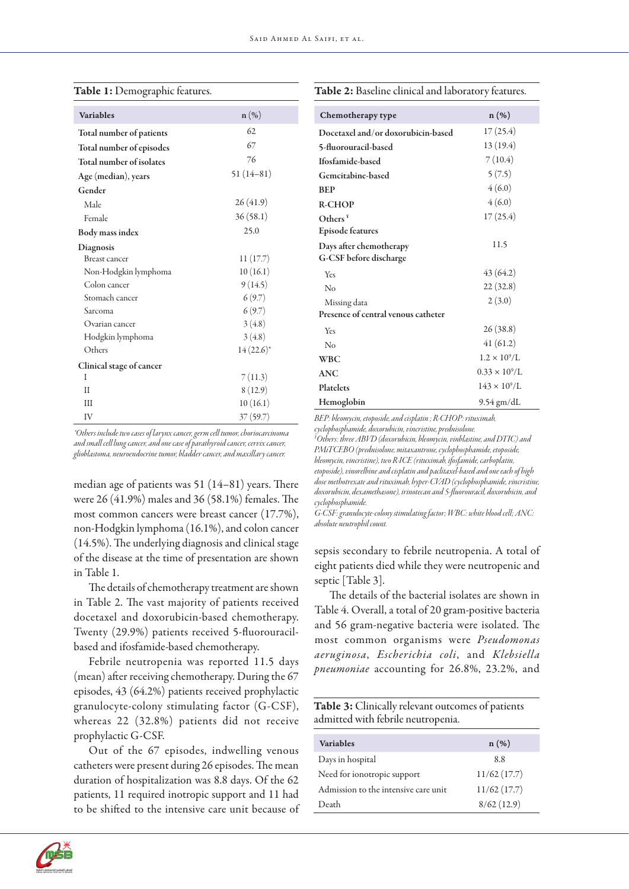**Table 1:** Demographic features.

| Variables | n (%) |
|---|---|
| Total number of patients | 62 |
| Total number of episodes | 67 |
| Total number of isolates | 76 |
| Age (median), years | 51 (14–81) |
| Gender | |
| Male | 26 (41.9) |
| Female | 36 (58.1) |
| Body mass index | 25.0 |
| Diagnosis | |
| Breast cancer | 11 (17.7) |
| Non-Hodgkin lymphoma | 10 (16.1) |
| Colon cancer | 9 (14.5) |
| Stomach cancer | 6 (9.7) |
| Sarcoma | 6 (9.7) |
| Ovarian cancer | 3 (4.8) |
| Hodgkin lymphoma | 3 (4.8) |
| Others | 14 (22.6)* |
| Clinical stage of cancer | |
| I | 7 (11.3) |
| II | 8 (12.9) |
| III | 10 (16.1) |
| IV | 37 (59.7) |

*Others include two cases of larynx cancer, germ cell tumor, choriocarcinoma and small cell lung cancer, and one case of parathyroid cancer, cervix cancer, glioblastoma, neuroendocrine tumor, bladder cancer, and maxillary cancer.*

median age of patients was 51 (14–81) years. There were 26 (41.9%) males and 36 (58.1%) females. The most common cancers were breast cancer (17.7%), non-Hodgkin lymphoma (16.1%), and colon cancer (14.5%). The underlying diagnosis and clinical stage of the disease at the time of presentation are shown in Table 1.

The details of chemotherapy treatment are shown in Table 2. The vast majority of patients received docetaxel and doxorubicin-based chemotherapy. Twenty (29.9%) patients received 5-fluorouracil-based and ifosfamide-based chemotherapy.

Febrile neutropenia was reported 11.5 days (mean) after receiving chemotherapy. During the 67 episodes, 43 (64.2%) patients received prophylactic granulocyte-colony stimulating factor (G-CSF), whereas 22 (32.8%) patients did not receive prophylactic G-CSF.

Out of the 67 episodes, indwelling venous catheters were present during 26 episodes. The mean duration of hospitalization was 8.8 days. Of the 62 patients, 11 required inotropic support and 11 had to be shifted to the intensive care unit because of sepsis secondary to febrile neutropenia. A total of eight patients died while they were neutropenic and septic [Table 3].

**Table 2:** Baseline clinical and laboratory features.

| Chemotherapy type | n (%) |
|---|---|
| Docetaxel and/or doxorubicin-based | 17 (25.4) |
| 5-fluorouracil-based | 13 (19.4) |
| Ifosfamide-based | 7 (10.4) |
| Gemcitabine-based | 5 (7.5) |
| BEP | 4 (6.0) |
| R-CHOP | 4 (6.0) |
| Others[¥] | 17 (25.4) |
| Episode features | |
| Days after chemotherapy | 11.5 |
| G-CSF before discharge | |
| Yes | 43 (64.2) |
| No | 22 (32.8) |
| Missing data | 2 (3.0) |
| Presence of central venous catheter | |
| Yes | 26 (38.8) |
| No | 41 (61.2) |
| WBC | $1.2 \times 10^9$/L |
| ANC | $0.33 \times 10^9$/L |
| Platelets | $143 \times 10^9$/L |
| Hemoglobin | 9.54 gm/dL |

*BEP: bleomycin, etoposide, and cisplatin ; R-CHOP: rituximab, cyclophosphamide, doxorubicin, vincristine, prednisolone.*
*[¥]Others: three ABVD (doxorubicin, bleomycin, vinblastine, and DTIC) and P.MiTCEBO (prednisolone, mitaxantrone, cyclophosphamide, etoposide, bleomycin, vincristine), two R-ICE (rituximab, ifosfamide, carboplatin, etoposide), vinorelbine and cisplatin and paclitaxel-based and one each of high dose methotrexate and rituximab, hyper-CVAD (cyclophosphamide, vincristine, doxorubicin, dexamethasone), irinotecan and 5-fluorouracil, doxorubicin, and cyclophosphamide.*
*G-CSF: granulocyte-colony stimulating factor; WBC: white blood cell; ANC: absolute neutrophil count.*

The details of the bacterial isolates are shown in Table 4. Overall, a total of 20 gram-positive bacteria and 56 gram-negative bacteria were isolated. The most common organisms were *Pseudomonas aeruginosa*, *Escherichia coli*, and *Klebsiella pneumoniae* accounting for 26.8%, 23.2%, and

**Table 3:** Clinically relevant outcomes of patients admitted with febrile neutropenia.

| Variables | n (%) |
|---|---|
| Days in hospital | 8.8 |
| Need for ionotropic support | 11/62 (17.7) |
| Admission to the intensive care unit | 11/62 (17.7) |
| Death | 8/62 (12.9) |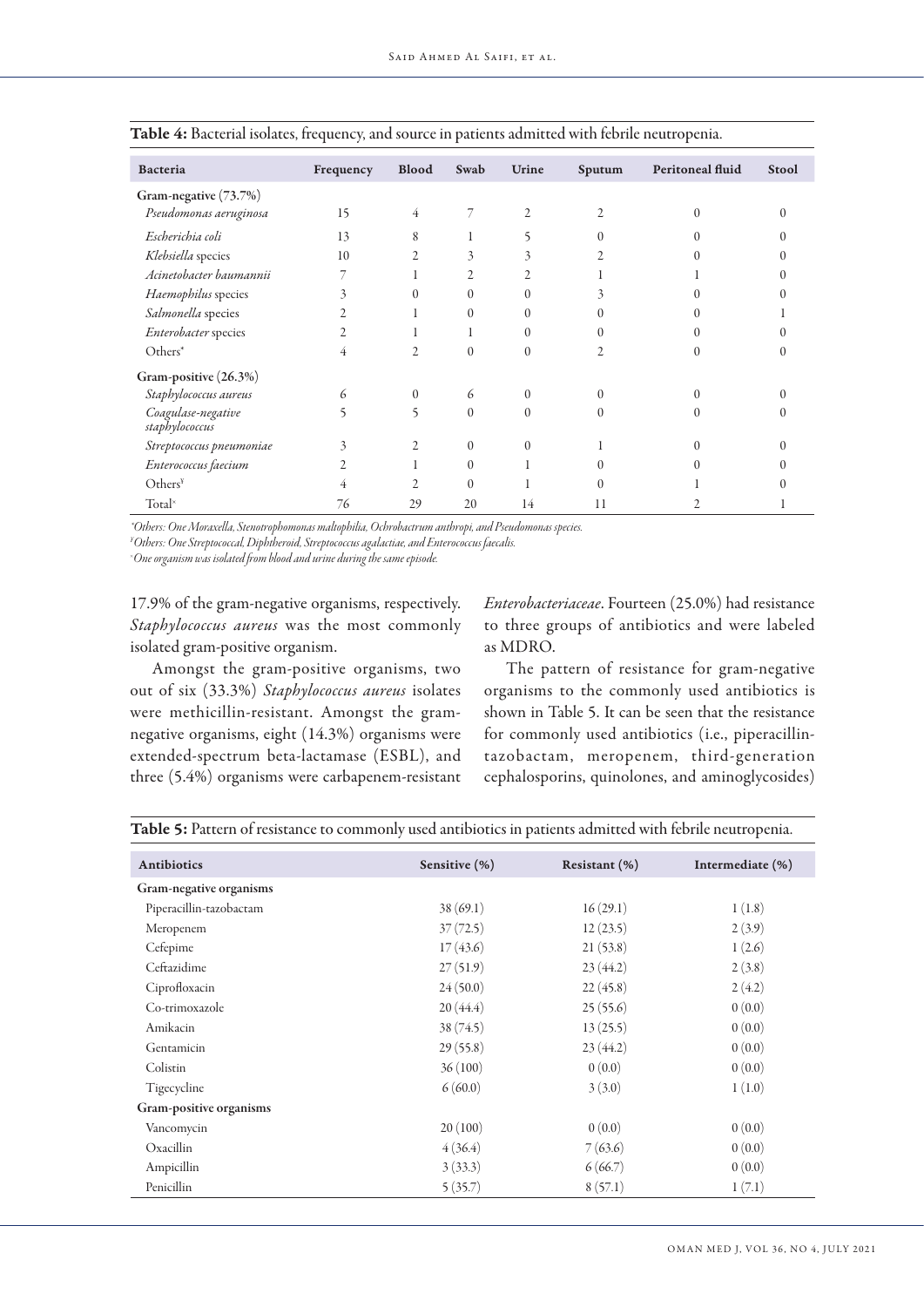**Table 4:** Bacterial isolates, frequency, and source in patients admitted with febrile neutropenia.

| Bacteria | Frequency | Blood | Swab | Urine | Sputum | Peritoneal fluid | Stool |
|---|---|---|---|---|---|---|---|
| Gram-negative (73.7%) | | | | | | | |
| *Pseudomonas aeruginosa* | 15 | 4 | 7 | 2 | 2 | 0 | 0 |
| *Escherichia coli* | 13 | 8 | 1 | 5 | 0 | 0 | 0 |
| *Klebsiella* species | 10 | 2 | 3 | 3 | 2 | 0 | 0 |
| *Acinetobacter baumannii* | 7 | 1 | 2 | 2 | 1 | 1 | 0 |
| *Haemophilus* species | 3 | 0 | 0 | 0 | 3 | 0 | 0 |
| *Salmonella* species | 2 | 1 | 0 | 0 | 0 | 0 | 1 |
| *Enterobacter* species | 2 | 1 | 1 | 0 | 0 | 0 | 0 |
| Others* | 4 | 2 | 0 | 0 | 2 | 0 | 0 |
| Gram-positive (26.3%) | | | | | | | |
| *Staphylococcus aureus* | 6 | 0 | 6 | 0 | 0 | 0 | 0 |
| *Coagulase-negative staphylococcus* | 5 | 5 | 0 | 0 | 0 | 0 | 0 |
| *Streptococcus pneumoniae* | 3 | 2 | 0 | 0 | 1 | 0 | 0 |
| *Enterococcus faecium* | 2 | 1 | 0 | 1 | 0 | 0 | 0 |
| Others[¥] | 4 | 2 | 0 | 1 | 0 | 1 | 0 |
| Total[+] | 76 | 29 | 20 | 14 | 11 | 2 | 1 |

*Others: One Moraxella, Stenotrophomonas maltophilia, Ochrobactrum anthropi, and Pseudomonas species.*
*[¥]Others: One Streptococcal, Diphtheroid, Streptococcus agalactiae, and Enterococcus faecalis.*
*[+]One organism was isolated from blood and urine during the same episode.*

17.9% of the gram-negative organisms, respectively. *Staphylococcus aureus* was the most commonly isolated gram-positive organism.

Amongst the gram-positive organisms, two out of six (33.3%) *Staphylococcus aureus* isolates were methicillin-resistant. Amongst the gram-negative organisms, eight (14.3%) organisms were extended-spectrum beta-lactamase (ESBL), and three (5.4%) organisms were carbapenem-resistant *Enterobacteriaceae*. Fourteen (25.0%) had resistance to three groups of antibiotics and were labeled as MDRO.

The pattern of resistance for gram-negative organisms to the commonly used antibiotics is shown in Table 5. It can be seen that the resistance for commonly used antibiotics (i.e., piperacillin-tazobactam, meropenem, third-generation cephalosporins, quinolones, and aminoglycosides)

**Table 5:** Pattern of resistance to commonly used antibiotics in patients admitted with febrile neutropenia.

| Antibiotics | Sensitive (%) | Resistant (%) | Intermediate (%) |
|---|---|---|---|
| Gram-negative organisms | | | |
| Piperacillin-tazobactam | 38 (69.1) | 16 (29.1) | 1 (1.8) |
| Meropenem | 37 (72.5) | 12 (23.5) | 2 (3.9) |
| Cefepime | 17 (43.6) | 21 (53.8) | 1 (2.6) |
| Ceftazidime | 27 (51.9) | 23 (44.2) | 2 (3.8) |
| Ciprofloxacin | 24 (50.0) | 22 (45.8) | 2 (4.2) |
| Co-trimoxazole | 20 (44.4) | 25 (55.6) | 0 (0.0) |
| Amikacin | 38 (74.5) | 13 (25.5) | 0 (0.0) |
| Gentamicin | 29 (55.8) | 23 (44.2) | 0 (0.0) |
| Colistin | 36 (100) | 0 (0.0) | 0 (0.0) |
| Tigecycline | 6 (60.0) | 3 (3.0) | 1 (1.0) |
| Gram-positive organisms | | | |
| Vancomycin | 20 (100) | 0 (0.0) | 0 (0.0) |
| Oxacillin | 4 (36.4) | 7 (63.6) | 0 (0.0) |
| Ampicillin | 3 (33.3) | 6 (66.7) | 0 (0.0) |
| Penicillin | 5 (35.7) | 8 (57.1) | 1 (7.1) |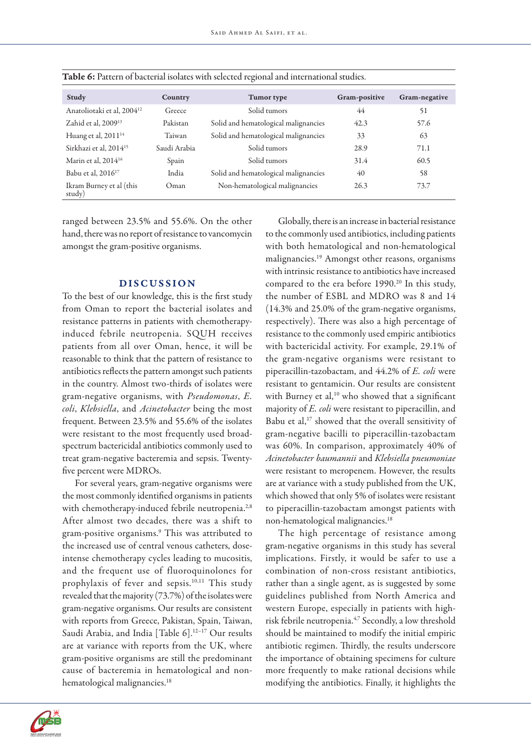**Table 6:** Pattern of bacterial isolates with selected regional and international studies.

| Study | Country | Tumor type | Gram-positive | Gram-negative |
|---|---|---|---|---|
| Anatoliotaki et al, 2004[12] | Greece | Solid tumors | 44 | 51 |
| Zahid et al, 2009[13] | Pakistan | Solid and hematological malignancies | 42.3 | 57.6 |
| Huang et al, 2011[14] | Taiwan | Solid and hematological malignancies | 33 | 63 |
| Sirkhazi et al, 2014[15] | Saudi Arabia | Solid tumors | 28.9 | 71.1 |
| Marin et al, 2014[16] | Spain | Solid tumors | 31.4 | 60.5 |
| Babu et al, 2016[17] | India | Solid and hematological malignancies | 40 | 58 |
| Ikram Burney et al (this study) | Oman | Non-hematological malignancies | 26.3 | 73.7 |

ranged between 23.5% and 55.6%. On the other hand, there was no report of resistance to vancomycin amongst the gram-positive organisms.

## DISCUSSION

To the best of our knowledge, this is the first study from Oman to report the bacterial isolates and resistance patterns in patients with chemotherapy-induced febrile neutropenia. SQUH receives patients from all over Oman, hence, it will be reasonable to think that the pattern of resistance to antibiotics reflects the pattern amongst such patients in the country. Almost two-thirds of isolates were gram-negative organisms, with *Pseudomonas*, *E. coli*, *Klebsiella*, and *Acinetobacter* being the most frequent. Between 23.5% and 55.6% of the isolates were resistant to the most frequently used broad-spectrum bactericidal antibiotics commonly used to treat gram-negative bacteremia and sepsis. Twenty-five percent were MDROs.

For several years, gram-negative organisms were the most commonly identified organisms in patients with chemotherapy-induced febrile neutropenia.[2,8] After almost two decades, there was a shift to gram-positive organisms.[9] This was attributed to the increased use of central venous catheters, dose-intense chemotherapy cycles leading to mucositis, and the frequent use of fluoroquinolones for prophylaxis of fever and sepsis.[10,11] This study revealed that the majority (73.7%) of the isolates were gram-negative organisms. Our results are consistent with reports from Greece, Pakistan, Spain, Taiwan, Saudi Arabia, and India [Table 6].[12–17] Our results are at variance with reports from the UK, where gram-positive organisms are still the predominant cause of bacteremia in hematological and non-hematological malignancies.[18]

Globally, there is an increase in bacterial resistance to the commonly used antibiotics, including patients with both hematological and non-hematological malignancies.[19] Amongst other reasons, organisms with intrinsic resistance to antibiotics have increased compared to the era before 1990.[20] In this study, the number of ESBL and MDRO was 8 and 14 (14.3% and 25.0% of the gram-negative organisms, respectively). There was also a high percentage of resistance to the commonly used empiric antibiotics with bactericidal activity. For example, 29.1% of the gram-negative organisms were resistant to piperacillin-tazobactam, and 44.2% of *E. coli* were resistant to gentamicin. Our results are consistent with Burney et al,[10] who showed that a significant majority of *E. coli* were resistant to piperacillin, and Babu et al,[17] showed that the overall sensitivity of gram-negative bacilli to piperacillin-tazobactam was 60%. In comparison, approximately 40% of *Acinetobacter baumannii* and *Klebsiella pneumoniae* were resistant to meropenem. However, the results are at variance with a study published from the UK, which showed that only 5% of isolates were resistant to piperacillin-tazobactam amongst patients with non-hematological malignancies.[18]

The high percentage of resistance among gram-negative organisms in this study has several implications. Firstly, it would be safer to use a combination of non-cross resistant antibiotics, rather than a single agent, as is suggested by some guidelines published from North America and western Europe, especially in patients with high-risk febrile neutropenia.[4,7] Secondly, a low threshold should be maintained to modify the initial empiric antibiotic regimen. Thirdly, the results underscore the importance of obtaining specimens for culture more frequently to make rational decisions while modifying the antibiotics. Finally, it highlights the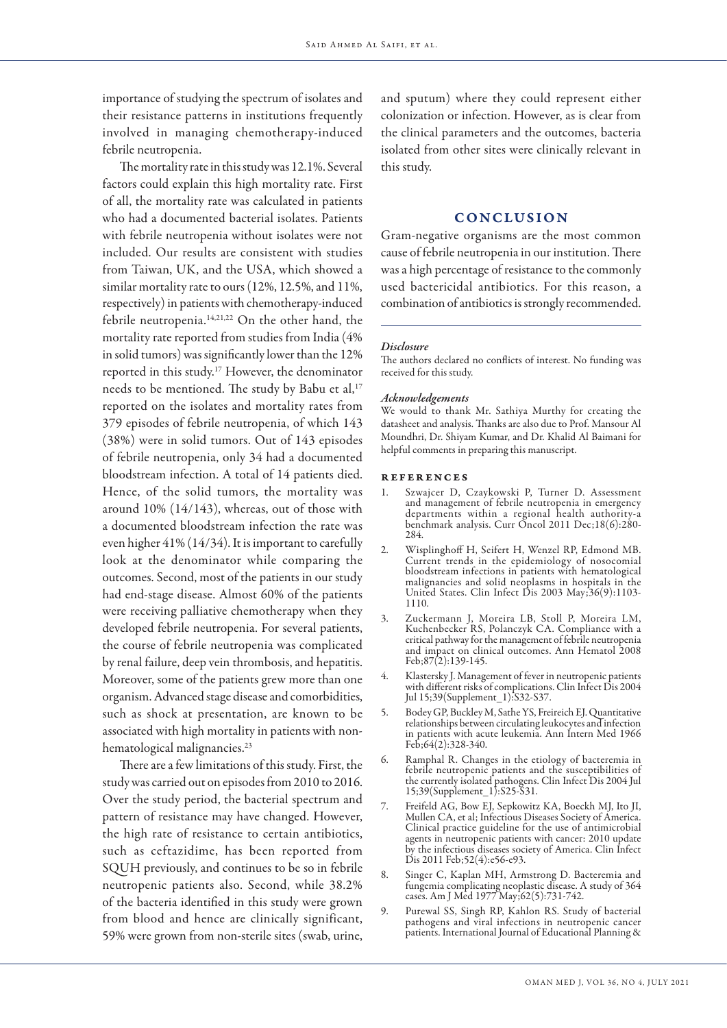importance of studying the spectrum of isolates and their resistance patterns in institutions frequently involved in managing chemotherapy-induced febrile neutropenia.

The mortality rate in this study was 12.1%. Several factors could explain this high mortality rate. First of all, the mortality rate was calculated in patients who had a documented bacterial isolates. Patients with febrile neutropenia without isolates were not included. Our results are consistent with studies from Taiwan, UK, and the USA, which showed a similar mortality rate to ours (12%, 12.5%, and 11%, respectively) in patients with chemotherapy-induced febrile neutropenia.[14,21,22] On the other hand, the mortality rate reported from studies from India (4% in solid tumors) was significantly lower than the 12% reported in this study.[17] However, the denominator needs to be mentioned. The study by Babu et al,[17] reported on the isolates and mortality rates from 379 episodes of febrile neutropenia, of which 143 (38%) were in solid tumors. Out of 143 episodes of febrile neutropenia, only 34 had a documented bloodstream infection. A total of 14 patients died. Hence, of the solid tumors, the mortality was around 10% (14/143), whereas, out of those with a documented bloodstream infection the rate was even higher 41% (14/34). It is important to carefully look at the denominator while comparing the outcomes. Second, most of the patients in our study had end-stage disease. Almost 60% of the patients were receiving palliative chemotherapy when they developed febrile neutropenia. For several patients, the course of febrile neutropenia was complicated by renal failure, deep vein thrombosis, and hepatitis. Moreover, some of the patients grew more than one organism. Advanced stage disease and comorbidities, such as shock at presentation, are known to be associated with high mortality in patients with non-hematological malignancies.[23]

There are a few limitations of this study. First, the study was carried out on episodes from 2010 to 2016. Over the study period, the bacterial spectrum and pattern of resistance may have changed. However, the high rate of resistance to certain antibiotics, such as ceftazidime, has been reported from SQUH previously, and continues to be so in febrile neutropenic patients also. Second, while 38.2% of the bacteria identified in this study were grown from blood and hence are clinically significant, 59% were grown from non-sterile sites (swab, urine, and sputum) where they could represent either colonization or infection. However, as is clear from the clinical parameters and the outcomes, bacteria isolated from other sites were clinically relevant in this study.

## CONCLUSION

Gram-negative organisms are the most common cause of febrile neutropenia in our institution. There was a high percentage of resistance to the commonly used bactericidal antibiotics. For this reason, a combination of antibiotics is strongly recommended.

### *Disclosure*

The authors declared no conflicts of interest. No funding was received for this study.

### *Acknowledgements*

We would to thank Mr. Sathiya Murthy for creating the datasheet and analysis. Thanks are also due to Prof. Mansour Al Moundhri, Dr. Shiyam Kumar, and Dr. Khalid Al Baimani for helpful comments in preparing this manuscript.

### REFERENCES

1. Szwajcer D, Czaykowski P, Turner D. Assessment and management of febrile neutropenia in emergency departments within a regional health authority-a benchmark analysis. Curr Oncol 2011 Dec;18(6):280-284.
2. Wisplinghoff H, Seifert H, Wenzel RP, Edmond MB. Current trends in the epidemiology of nosocomial bloodstream infections in patients with hematological malignancies and solid neoplasms in hospitals in the United States. Clin Infect Dis 2003 May;36(9):1103-1110.
3. Zuckermann J, Moreira LB, Stoll P, Moreira LM, Kuchenbecker RS, Polanczyk CA. Compliance with a critical pathway for the management of febrile neutropenia and impact on clinical outcomes. Ann Hematol 2008 Feb;87(2):139-145.
4. Klastersky J. Management of fever in neutropenic patients with different risks of complications. Clin Infect Dis 2004 Jul 15;39(Supplement_1):S32-S37.
5. Bodey GP, Buckley M, Sathe YS, Freireich EJ. Quantitative relationships between circulating leukocytes and infection in patients with acute leukemia. Ann Intern Med 1966 Feb;64(2):328-340.
6. Ramphal R. Changes in the etiology of bacteremia in febrile neutropenic patients and the susceptibilities of the currently isolated pathogens. Clin Infect Dis 2004 Jul 15;39(Supplement_1):S25-S31.
7. Freifeld AG, Bow EJ, Sepkowitz KA, Boeckh MJ, Ito JI, Mullen CA, et al; Infectious Diseases Society of America. Clinical practice guideline for the use of antimicrobial agents in neutropenic patients with cancer: 2010 update by the infectious diseases society of America. Clin Infect Dis 2011 Feb;52(4):e56-e93.
8. Singer C, Kaplan MH, Armstrong D. Bacteremia and fungemia complicating neoplastic disease. A study of 364 cases. Am J Med 1977 May;62(5):731-742.
9. Purewal SS, Singh RP, Kahlon RS. Study of bacterial pathogens and viral infections in neutropenic cancer patients. International Journal of Educational Planning &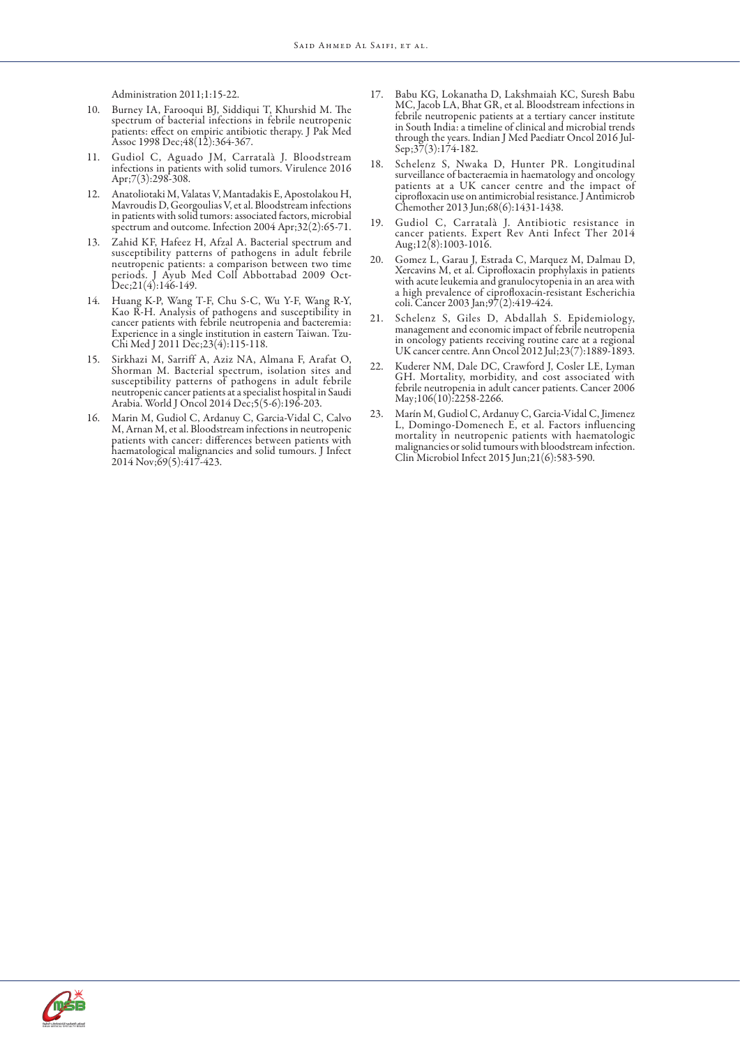Administration 2011;1:15-22.

10. Burney IA, Farooqui BJ, Siddiqui T, Khurshid M. The spectrum of bacterial infections in febrile neutropenic patients: effect on empiric antibiotic therapy. J Pak Med Assoc 1998 Dec;48(12):364-367.
11. Gudiol C, Aguado JM, Carratalà J. Bloodstream infections in patients with solid tumors. Virulence 2016 Apr;7(3):298-308.
12. Anatoliotaki M, Valatas V, Mantadakis E, Apostolakou H, Mavroudis D, Georgoulias V, et al. Bloodstream infections in patients with solid tumors: associated factors, microbial spectrum and outcome. Infection 2004 Apr;32(2):65-71.
13. Zahid KF, Hafeez H, Afzal A. Bacterial spectrum and susceptibility patterns of pathogens in adult febrile neutropenic patients: a comparison between two time periods. J Ayub Med Coll Abbottabad 2009 Oct-Dec;21(4):146-149.
14. Huang K-P, Wang T-F, Chu S-C, Wu Y-F, Wang R-Y, Kao R-H. Analysis of pathogens and susceptibility in cancer patients with febrile neutropenia and bacteremia: Experience in a single institution in eastern Taiwan. Tzu-Chi Med J 2011 Dec;23(4):115-118.
15. Sirkhazi M, Sarriff A, Aziz NA, Almana F, Arafat O, Shorman M. Bacterial spectrum, isolation sites and susceptibility patterns of pathogens in adult febrile neutropenic cancer patients at a specialist hospital in Saudi Arabia. World J Oncol 2014 Dec;5(5-6):196-203.
16. Marin M, Gudiol C, Ardanuy C, Garcia-Vidal C, Calvo M, Arnan M, et al. Bloodstream infections in neutropenic patients with cancer: differences between patients with haematological malignancies and solid tumours. J Infect 2014 Nov;69(5):417-423.
17. Babu KG, Lokanatha D, Lakshmaiah KC, Suresh Babu MC, Jacob LA, Bhat GR, et al. Bloodstream infections in febrile neutropenic patients at a tertiary cancer institute in South India: a timeline of clinical and microbial trends through the years. Indian J Med Paediatr Oncol 2016 Jul-Sep;37(3):174-182.
18. Schelenz S, Nwaka D, Hunter PR. Longitudinal surveillance of bacteraemia in haematology and oncology patients at a UK cancer centre and the impact of ciprofloxacin use on antimicrobial resistance. J Antimicrob Chemother 2013 Jun;68(6):1431-1438.
19. Gudiol C, Carratalà J. Antibiotic resistance in cancer patients. Expert Rev Anti Infect Ther 2014 Aug;12(8):1003-1016.
20. Gomez L, Garau J, Estrada C, Marquez M, Dalmau D, Xercavins M, et al. Ciprofloxacin prophylaxis in patients with acute leukemia and granulocytopenia in an area with a high prevalence of ciprofloxacin-resistant Escherichia coli. Cancer 2003 Jan;97(2):419-424.
21. Schelenz S, Giles D, Abdallah S. Epidemiology, management and economic impact of febrile neutropenia in oncology patients receiving routine care at a regional UK cancer centre. Ann Oncol 2012 Jul;23(7):1889-1893.
22. Kuderer NM, Dale DC, Crawford J, Cosler LE, Lyman GH. Mortality, morbidity, and cost associated with febrile neutropenia in adult cancer patients. Cancer 2006 May;106(10):2258-2266.
23. Marín M, Gudiol C, Ardanuy C, Garcia-Vidal C, Jimenez L, Domingo-Domenech E, et al. Factors influencing mortality in neutropenic patients with haematologic malignancies or solid tumours with bloodstream infection. Clin Microbiol Infect 2015 Jun;21(6):583-590.